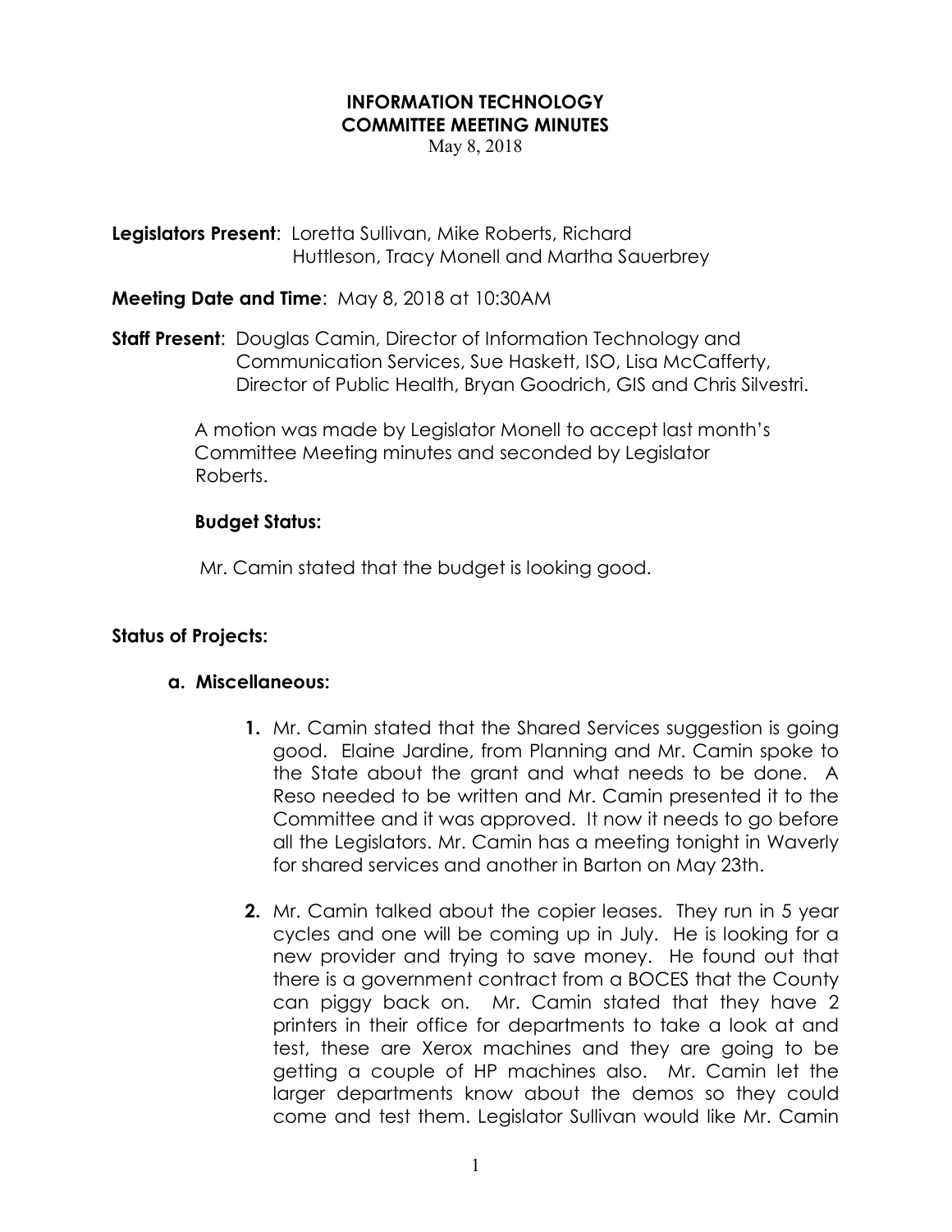**INFORMATION TECHNOLOGY**
**COMMITTEE MEETING MINUTES**
May 8, 2018

**Legislators Present**: Loretta Sullivan, Mike Roberts, Richard Huttleson, Tracy Monell and Martha Sauerbrey

**Meeting Date and Time**: May 8, 2018 at 10:30AM

**Staff Present**: Douglas Camin, Director of Information Technology and Communication Services, Sue Haskett, ISO, Lisa McCafferty, Director of Public Health, Bryan Goodrich, GIS and Chris Silvestri.

A motion was made by Legislator Monell to accept last month's Committee Meeting minutes and seconded by Legislator Roberts.

**Budget Status:**

Mr. Camin stated that the budget is looking good.

**Status of Projects:**

**a. Miscellaneous:**

1. Mr. Camin stated that the Shared Services suggestion is going good. Elaine Jardine, from Planning and Mr. Camin spoke to the State about the grant and what needs to be done. A Reso needed to be written and Mr. Camin presented it to the Committee and it was approved. It now it needs to go before all the Legislators. Mr. Camin has a meeting tonight in Waverly for shared services and another in Barton on May 23th.

2. Mr. Camin talked about the copier leases. They run in 5 year cycles and one will be coming up in July. He is looking for a new provider and trying to save money. He found out that there is a government contract from a BOCES that the County can piggy back on. Mr. Camin stated that they have 2 printers in their office for departments to take a look at and test, these are Xerox machines and they are going to be getting a couple of HP machines also. Mr. Camin let the larger departments know about the demos so they could come and test them. Legislator Sullivan would like Mr. Camin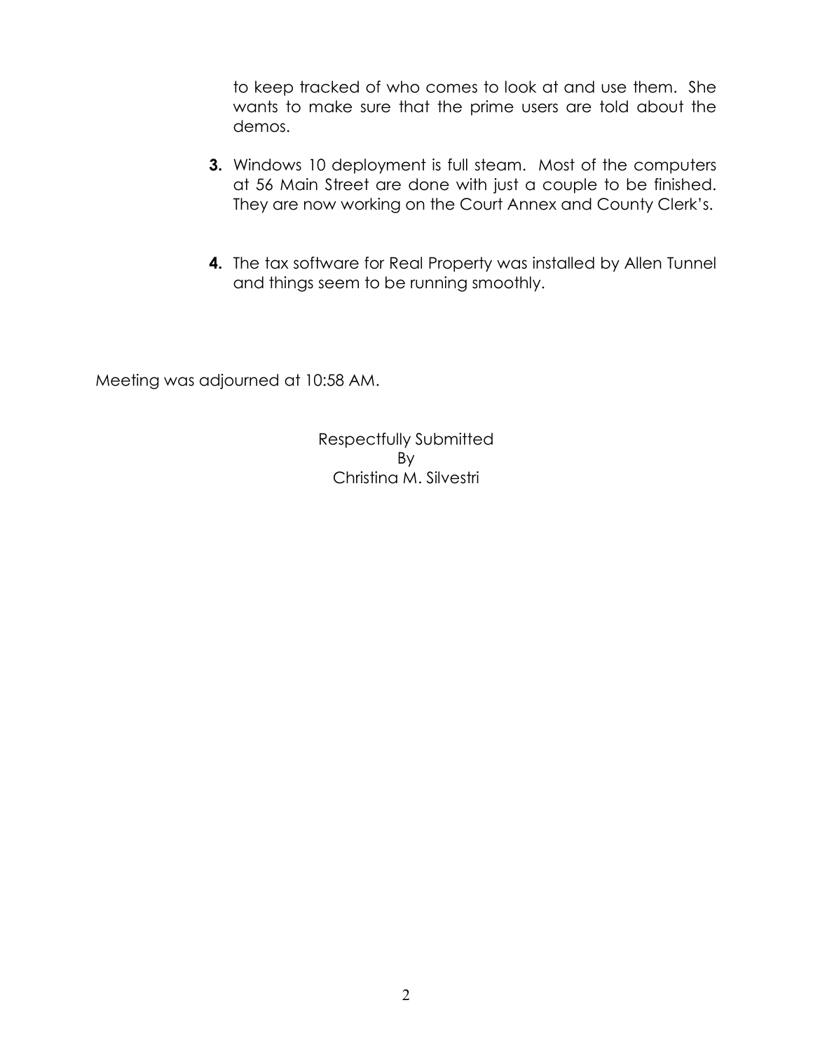to keep tracked of who comes to look at and use them. She wants to make sure that the prime users are told about the demos.

**3.** Windows 10 deployment is full steam. Most of the computers at 56 Main Street are done with just a couple to be finished. They are now working on the Court Annex and County Clerk's.

**4.** The tax software for Real Property was installed by Allen Tunnel and things seem to be running smoothly.

Meeting was adjourned at 10:58 AM.

Respectfully Submitted
By
Christina M. Silvestri